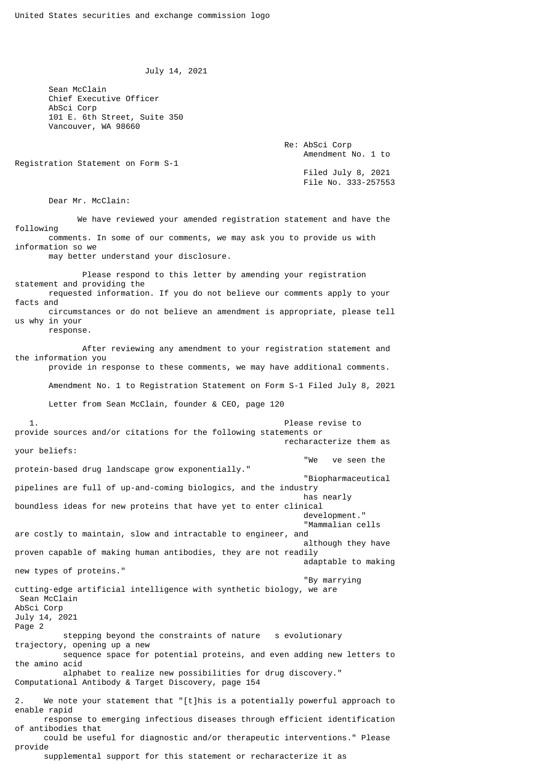United States securities and exchange commission logo

July 14, 2021

Sean McClain
Chief Executive Officer
AbSci Corp
101 E. 6th Street, Suite 350
Vancouver, WA 98660

Re: AbSci Corp
Amendment No. 1 to Registration Statement on Form S-1
Filed July 8, 2021
File No. 333-257553

Dear Mr. McClain:

We have reviewed your amended registration statement and have the following comments. In some of our comments, we may ask you to provide us with information so we may better understand your disclosure.

Please respond to this letter by amending your registration statement and providing the requested information. If you do not believe our comments apply to your facts and circumstances or do not believe an amendment is appropriate, please tell us why in your response.

After reviewing any amendment to your registration statement and the information you provide in response to these comments, we may have additional comments.

Amendment No. 1 to Registration Statement on Form S-1 Filed July 8, 2021

Letter from Sean McClain, founder & CEO, page 120

1. Please revise to provide sources and/or citations for the following statements or recharacterize them as your beliefs:
   - "We ve seen the protein-based drug landscape grow exponentially."
   - "Biopharmaceutical pipelines are full of up-and-coming biologics, and the industry has nearly boundless ideas for new proteins that have yet to enter clinical development."
   - "Mammalian cells are costly to maintain, slow and intractable to engineer, and although they have proven capable of making human antibodies, they are not readily adaptable to making new types of proteins."
   - "By marrying cutting-edge artificial intelligence with synthetic biology, we are stepping beyond the constraints of nature s evolutionary trajectory, opening up a new sequence space for potential proteins, and even adding new letters to the amino acid alphabet to realize new possibilities for drug discovery."

Computational Antibody & Target Discovery, page 154

2. We note your statement that "[t]his is a potentially powerful approach to enable rapid response to emerging infectious diseases through efficient identification of antibodies that could be useful for diagnostic and/or therapeutic interventions." Please provide supplemental support for this statement or recharacterize it as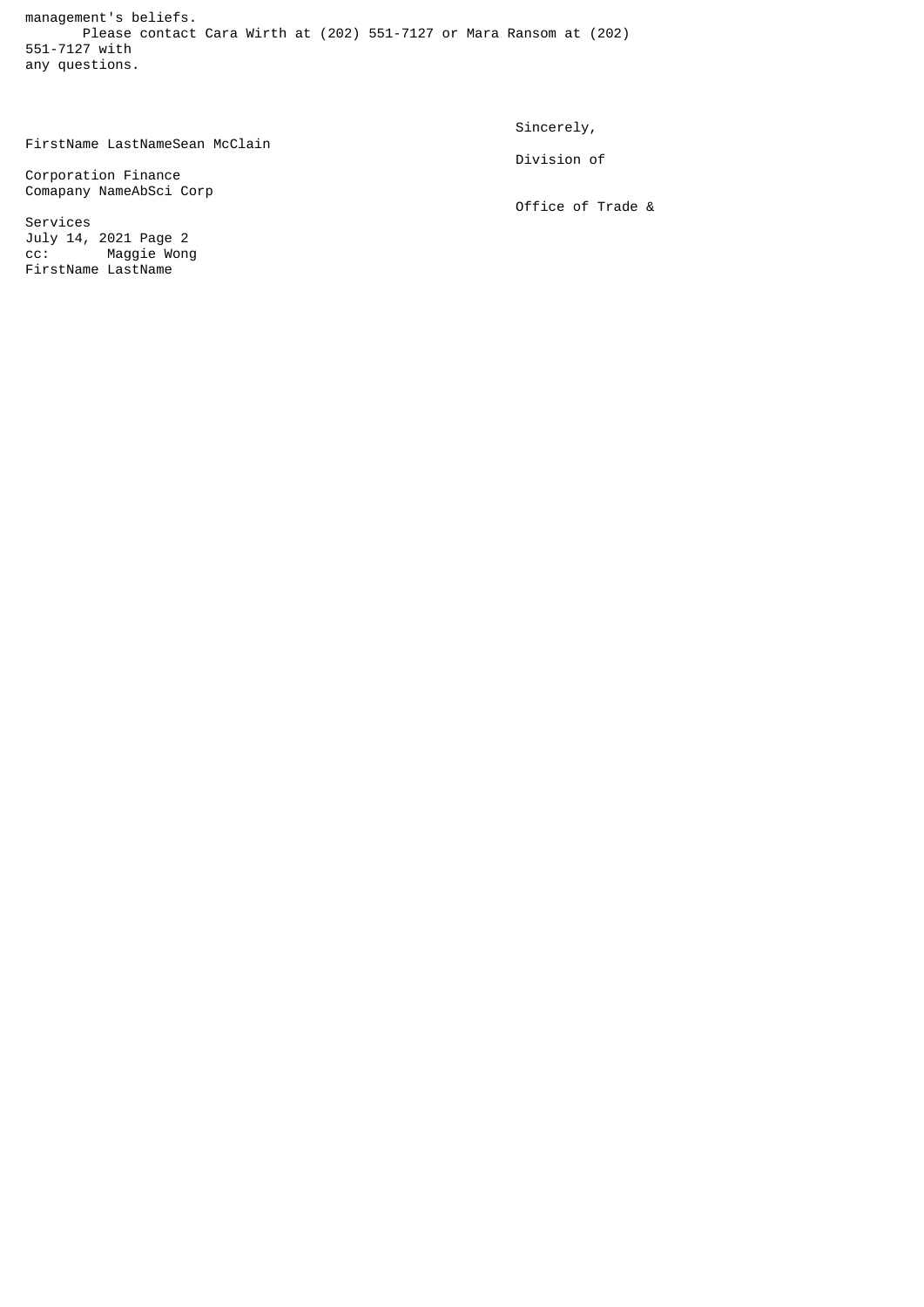management's beliefs.

Please contact Cara Wirth at (202) 551-7127 or Mara Ransom at (202) 551-7127 with any questions.

Sincerely,

FirstName LastNameSean McClain

Division of Corporation Finance

Comapany NameAbSci Corp

Office of Trade & Services

cc: Maggie Wong

FirstName LastName